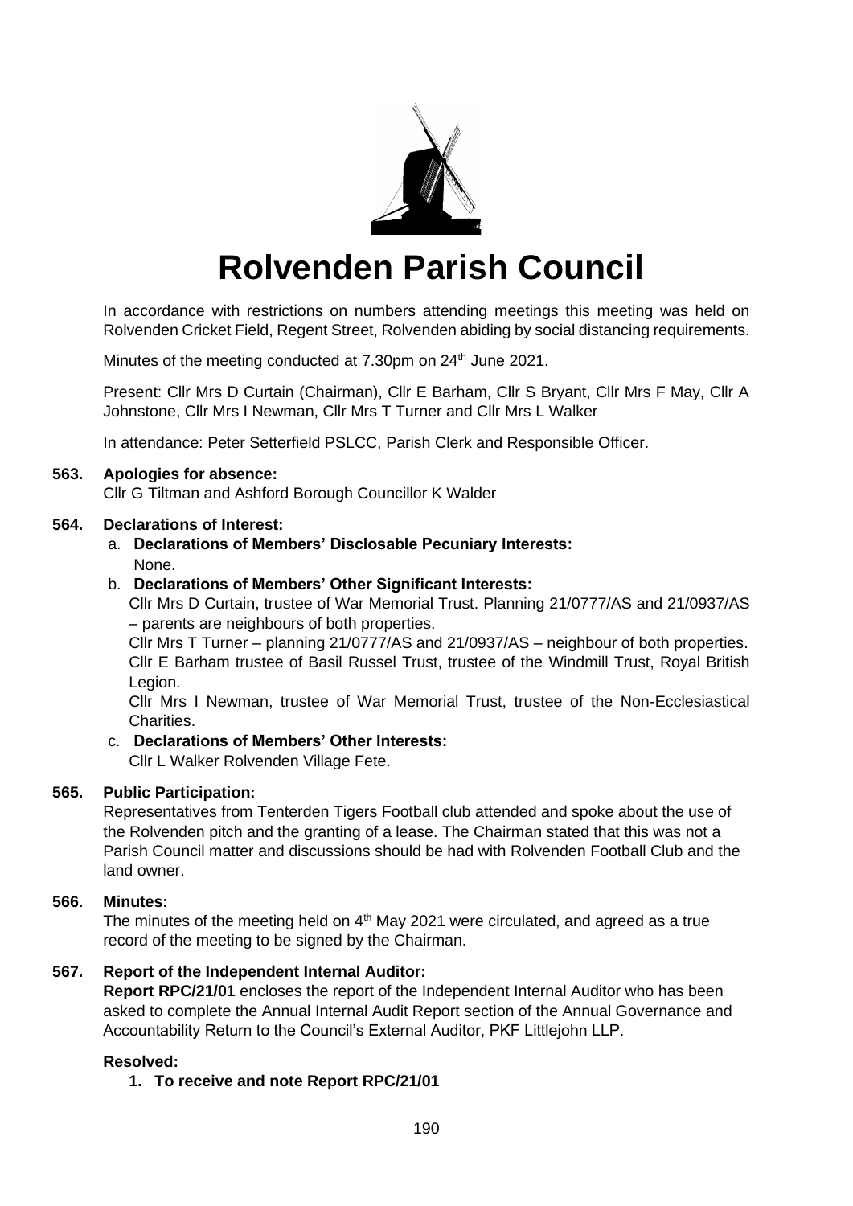# Rolvenden Parish Council

In accordance with restrictions on numbers attending meetings this meeting was held on Rolvenden Cricket Field, Regent Street, Rolvenden abiding by social distancing requirements.

Minutes of the meeting conducted at 7.30pm on 24th June 2021.

Present: Cllr Mrs D Curtain (Chairman), Cllr E Barham, Cllr S Bryant, Cllr Mrs F May, Cllr A Johnstone, Cllr Mrs I Newman, Cllr Mrs T Turner and Cllr Mrs L Walker

In attendance: Peter Setterfield PSLCC, Parish Clerk and Responsible Officer.

**563. Apologies for absence:**
Cllr G Tiltman and Ashford Borough Councillor K Walder

**564. Declarations of Interest:**

a. **Declarations of Members' Disclosable Pecuniary Interests:**
None.

b. **Declarations of Members' Other Significant Interests:**
Cllr Mrs D Curtain, trustee of War Memorial Trust. Planning 21/0777/AS and 21/0937/AS – parents are neighbours of both properties.
Cllr Mrs T Turner – planning 21/0777/AS and 21/0937/AS – neighbour of both properties.
Cllr E Barham trustee of Basil Russel Trust, trustee of the Windmill Trust, Royal British Legion.
Cllr Mrs I Newman, trustee of War Memorial Trust, trustee of the Non-Ecclesiastical Charities.

c. **Declarations of Members' Other Interests:**
Cllr L Walker Rolvenden Village Fete.

**565. Public Participation:**
Representatives from Tenterden Tigers Football club attended and spoke about the use of the Rolvenden pitch and the granting of a lease. The Chairman stated that this was not a Parish Council matter and discussions should be had with Rolvenden Football Club and the land owner.

**566. Minutes:**
The minutes of the meeting held on 4th May 2021 were circulated, and agreed as a true record of the meeting to be signed by the Chairman.

**567. Report of the Independent Internal Auditor:**
**Report RPC/21/01** encloses the report of the Independent Internal Auditor who has been asked to complete the Annual Internal Audit Report section of the Annual Governance and Accountability Return to the Council's External Auditor, PKF Littlejohn LLP.

**Resolved:**

1. **To receive and note Report RPC/21/01**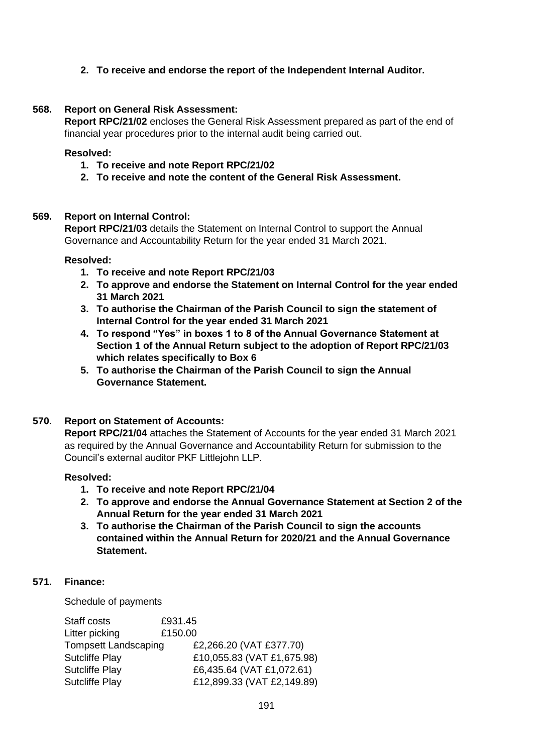2. **To receive and endorse the report of the Independent Internal Auditor.**

**568. Report on General Risk Assessment:**

**Report RPC/21/02** encloses the General Risk Assessment prepared as part of the end of financial year procedures prior to the internal audit being carried out.

**Resolved:**

1. **To receive and note Report RPC/21/02**
2. **To receive and note the content of the General Risk Assessment.**

**569. Report on Internal Control:**

**Report RPC/21/03** details the Statement on Internal Control to support the Annual Governance and Accountability Return for the year ended 31 March 2021.

**Resolved:**

1. **To receive and note Report RPC/21/03**
2. **To approve and endorse the Statement on Internal Control for the year ended 31 March 2021**
3. **To authorise the Chairman of the Parish Council to sign the statement of Internal Control for the year ended 31 March 2021**
4. **To respond "Yes" in boxes 1 to 8 of the Annual Governance Statement at Section 1 of the Annual Return subject to the adoption of Report RPC/21/03 which relates specifically to Box 6**
5. **To authorise the Chairman of the Parish Council to sign the Annual Governance Statement.**

**570. Report on Statement of Accounts:**

**Report RPC/21/04** attaches the Statement of Accounts for the year ended 31 March 2021 as required by the Annual Governance and Accountability Return for submission to the Council's external auditor PKF Littlejohn LLP.

**Resolved:**

1. **To receive and note Report RPC/21/04**
2. **To approve and endorse the Annual Governance Statement at Section 2 of the Annual Return for the year ended 31 March 2021**
3. **To authorise the Chairman of the Parish Council to sign the accounts contained within the Annual Return for 2020/21 and the Annual Governance Statement.**

**571. Finance:**

Schedule of payments

| | |
|---|---|
| Staff costs | £931.45 |
| Litter picking | £150.00 |
| Tompsett Landscaping | £2,266.20 (VAT £377.70) |
| Sutcliffe Play | £10,055.83 (VAT £1,675.98) |
| Sutcliffe Play | £6,435.64 (VAT £1,072.61) |
| Sutcliffe Play | £12,899.33 (VAT £2,149.89) |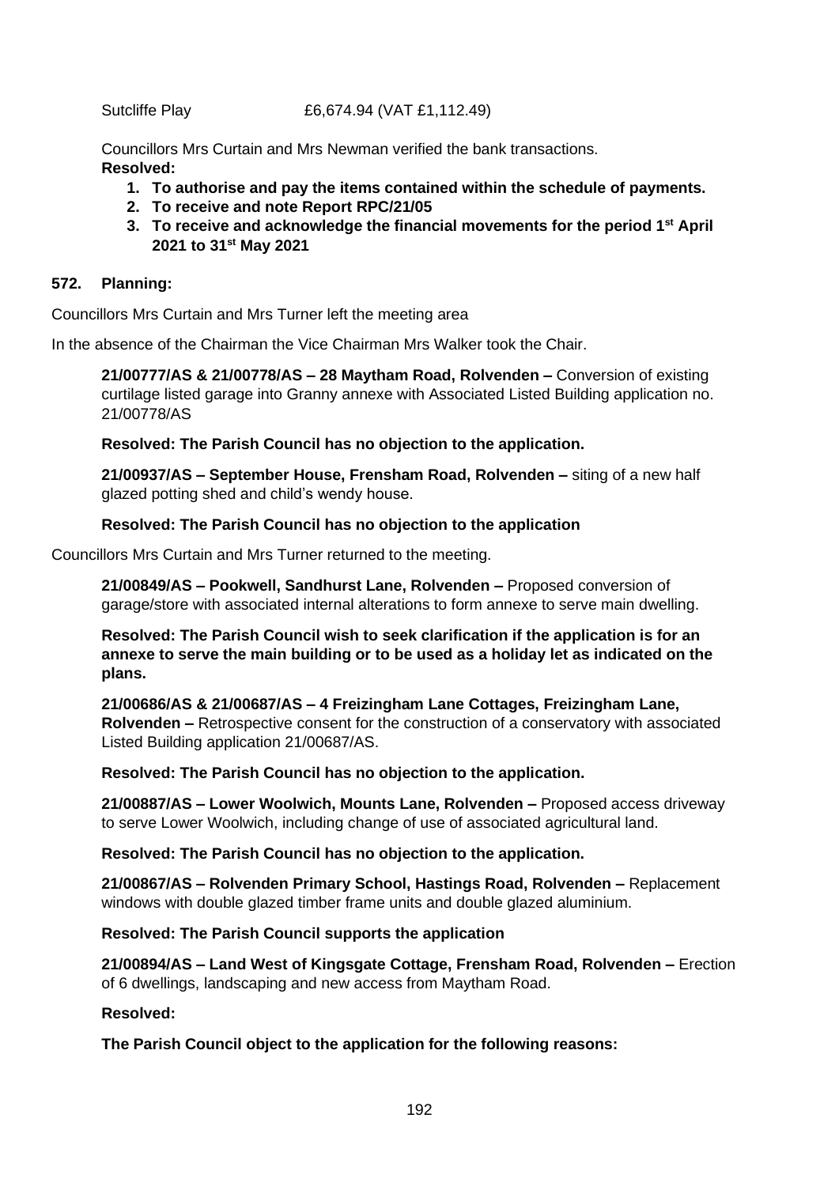Sutcliffe Play £6,674.94 (VAT £1,112.49)

Councillors Mrs Curtain and Mrs Newman verified the bank transactions.

**Resolved:**

1. **To authorise and pay the items contained within the schedule of payments.**
2. **To receive and note Report RPC/21/05**
3. **To receive and acknowledge the financial movements for the period 1st April 2021 to 31st May 2021**

**572. Planning:**

Councillors Mrs Curtain and Mrs Turner left the meeting area

In the absence of the Chairman the Vice Chairman Mrs Walker took the Chair.

**21/00777/AS & 21/00778/AS – 28 Maytham Road, Rolvenden –** Conversion of existing curtilage listed garage into Granny annexe with Associated Listed Building application no. 21/00778/AS

**Resolved: The Parish Council has no objection to the application.**

**21/00937/AS – September House, Frensham Road, Rolvenden –** siting of a new half glazed potting shed and child's wendy house.

**Resolved: The Parish Council has no objection to the application**

Councillors Mrs Curtain and Mrs Turner returned to the meeting.

**21/00849/AS – Pookwell, Sandhurst Lane, Rolvenden –** Proposed conversion of garage/store with associated internal alterations to form annexe to serve main dwelling.

**Resolved: The Parish Council wish to seek clarification if the application is for an annexe to serve the main building or to be used as a holiday let as indicated on the plans.**

**21/00686/AS & 21/00687/AS – 4 Freizingham Lane Cottages, Freizingham Lane, Rolvenden –** Retrospective consent for the construction of a conservatory with associated Listed Building application 21/00687/AS.

**Resolved: The Parish Council has no objection to the application.**

**21/00887/AS – Lower Woolwich, Mounts Lane, Rolvenden –** Proposed access driveway to serve Lower Woolwich, including change of use of associated agricultural land.

**Resolved: The Parish Council has no objection to the application.**

**21/00867/AS – Rolvenden Primary School, Hastings Road, Rolvenden –** Replacement windows with double glazed timber frame units and double glazed aluminium.

**Resolved: The Parish Council supports the application**

**21/00894/AS – Land West of Kingsgate Cottage, Frensham Road, Rolvenden –** Erection of 6 dwellings, landscaping and new access from Maytham Road.

**Resolved:**

**The Parish Council object to the application for the following reasons:**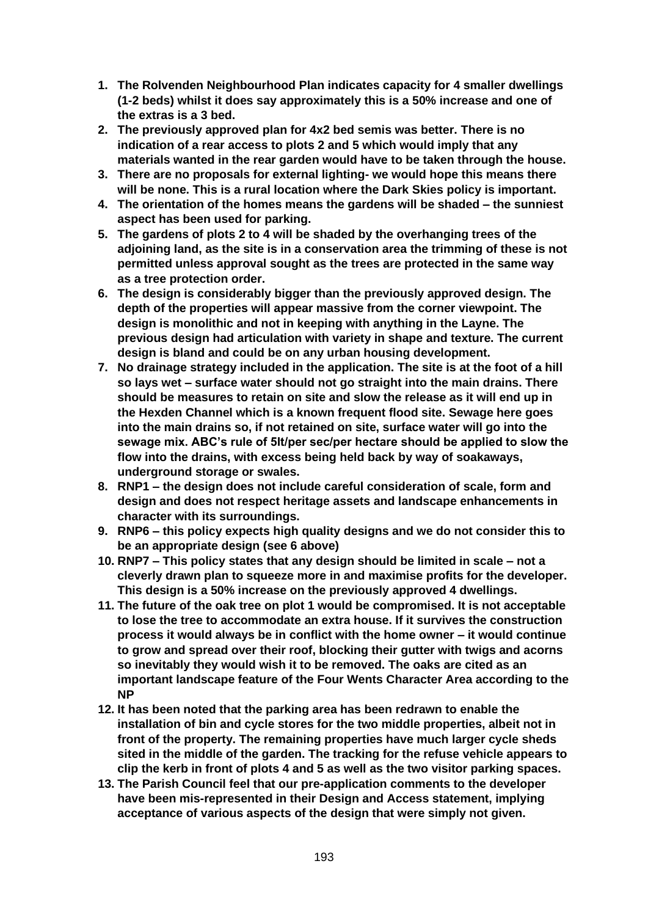1. **The Rolvenden Neighbourhood Plan indicates capacity for 4 smaller dwellings (1-2 beds) whilst it does say approximately this is a 50% increase and one of the extras is a 3 bed.**
2. **The previously approved plan for 4x2 bed semis was better. There is no indication of a rear access to plots 2 and 5 which would imply that any materials wanted in the rear garden would have to be taken through the house.**
3. **There are no proposals for external lighting- we would hope this means there will be none. This is a rural location where the Dark Skies policy is important.**
4. **The orientation of the homes means the gardens will be shaded – the sunniest aspect has been used for parking.**
5. **The gardens of plots 2 to 4 will be shaded by the overhanging trees of the adjoining land, as the site is in a conservation area the trimming of these is not permitted unless approval sought as the trees are protected in the same way as a tree protection order.**
6. **The design is considerably bigger than the previously approved design. The depth of the properties will appear massive from the corner viewpoint. The design is monolithic and not in keeping with anything in the Layne. The previous design had articulation with variety in shape and texture. The current design is bland and could be on any urban housing development.**
7. **No drainage strategy included in the application. The site is at the foot of a hill so lays wet – surface water should not go straight into the main drains. There should be measures to retain on site and slow the release as it will end up in the Hexden Channel which is a known frequent flood site. Sewage here goes into the main drains so, if not retained on site, surface water will go into the sewage mix. ABC's rule of 5lt/per sec/per hectare should be applied to slow the flow into the drains, with excess being held back by way of soakaways, underground storage or swales.**
8. **RNP1 – the design does not include careful consideration of scale, form and design and does not respect heritage assets and landscape enhancements in character with its surroundings.**
9. **RNP6 – this policy expects high quality designs and we do not consider this to be an appropriate design (see 6 above)**
10. **RNP7 – This policy states that any design should be limited in scale – not a cleverly drawn plan to squeeze more in and maximise profits for the developer. This design is a 50% increase on the previously approved 4 dwellings.**
11. **The future of the oak tree on plot 1 would be compromised. It is not acceptable to lose the tree to accommodate an extra house. If it survives the construction process it would always be in conflict with the home owner – it would continue to grow and spread over their roof, blocking their gutter with twigs and acorns so inevitably they would wish it to be removed. The oaks are cited as an important landscape feature of the Four Wents Character Area according to the NP**
12. **It has been noted that the parking area has been redrawn to enable the installation of bin and cycle stores for the two middle properties, albeit not in front of the property. The remaining properties have much larger cycle sheds sited in the middle of the garden. The tracking for the refuse vehicle appears to clip the kerb in front of plots 4 and 5 as well as the two visitor parking spaces.**
13. **The Parish Council feel that our pre-application comments to the developer have been mis-represented in their Design and Access statement, implying acceptance of various aspects of the design that were simply not given.**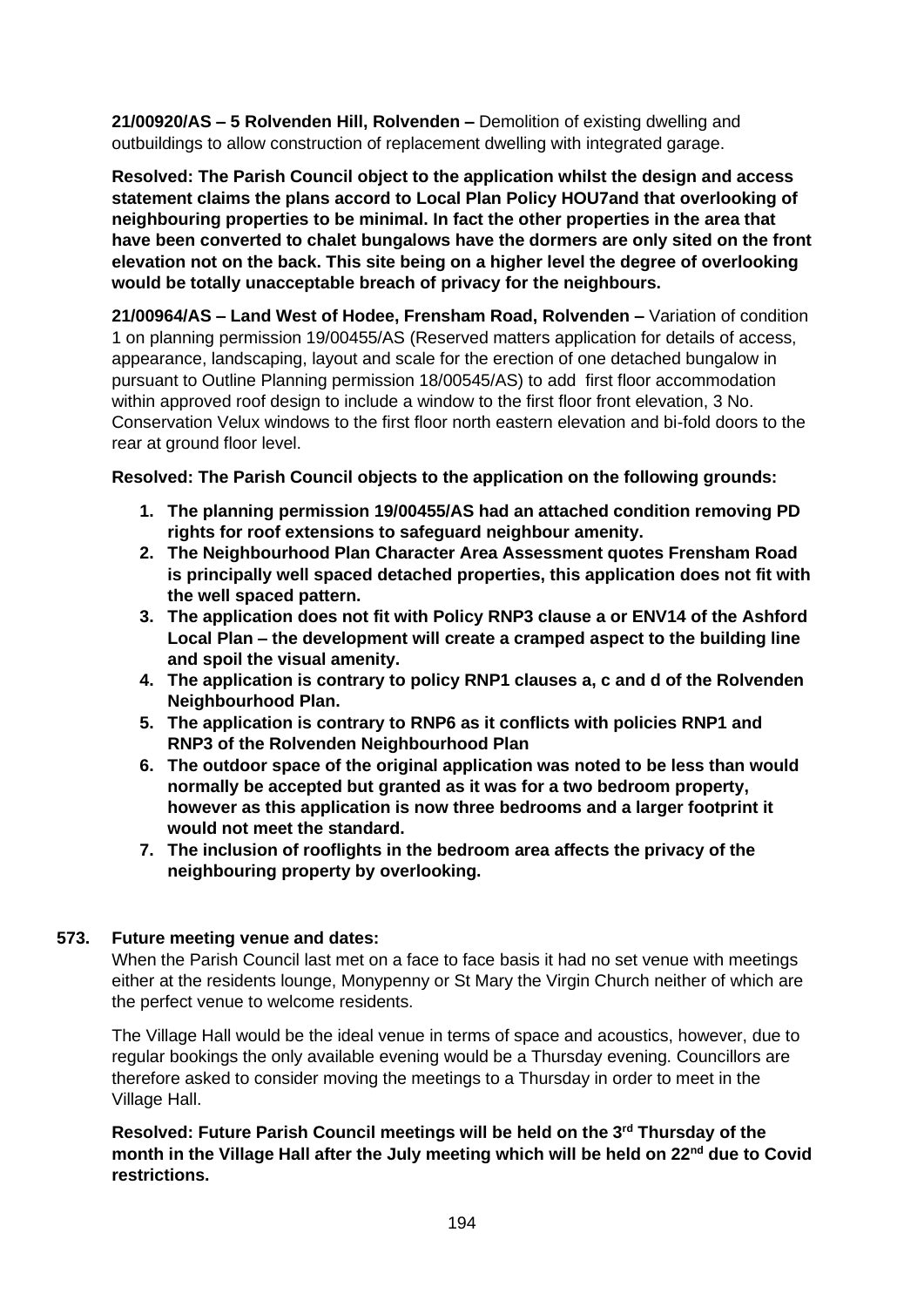**21/00920/AS – 5 Rolvenden Hill, Rolvenden –** Demolition of existing dwelling and outbuildings to allow construction of replacement dwelling with integrated garage.

**Resolved: The Parish Council object to the application whilst the design and access statement claims the plans accord to Local Plan Policy HOU7and that overlooking of neighbouring properties to be minimal. In fact the other properties in the area that have been converted to chalet bungalows have the dormers are only sited on the front elevation not on the back. This site being on a higher level the degree of overlooking would be totally unacceptable breach of privacy for the neighbours.**

**21/00964/AS – Land West of Hodee, Frensham Road, Rolvenden –** Variation of condition 1 on planning permission 19/00455/AS (Reserved matters application for details of access, appearance, landscaping, layout and scale for the erection of one detached bungalow in pursuant to Outline Planning permission 18/00545/AS) to add first floor accommodation within approved roof design to include a window to the first floor front elevation, 3 No. Conservation Velux windows to the first floor north eastern elevation and bi-fold doors to the rear at ground floor level.

**Resolved: The Parish Council objects to the application on the following grounds:**

1. **The planning permission 19/00455/AS had an attached condition removing PD rights for roof extensions to safeguard neighbour amenity.**
2. **The Neighbourhood Plan Character Area Assessment quotes Frensham Road is principally well spaced detached properties, this application does not fit with the well spaced pattern.**
3. **The application does not fit with Policy RNP3 clause a or ENV14 of the Ashford Local Plan – the development will create a cramped aspect to the building line and spoil the visual amenity.**
4. **The application is contrary to policy RNP1 clauses a, c and d of the Rolvenden Neighbourhood Plan.**
5. **The application is contrary to RNP6 as it conflicts with policies RNP1 and RNP3 of the Rolvenden Neighbourhood Plan**
6. **The outdoor space of the original application was noted to be less than would normally be accepted but granted as it was for a two bedroom property, however as this application is now three bedrooms and a larger footprint it would not meet the standard.**
7. **The inclusion of rooflights in the bedroom area affects the privacy of the neighbouring property by overlooking.**

**573. Future meeting venue and dates:**

When the Parish Council last met on a face to face basis it had no set venue with meetings either at the residents lounge, Monypenny or St Mary the Virgin Church neither of which are the perfect venue to welcome residents.

The Village Hall would be the ideal venue in terms of space and acoustics, however, due to regular bookings the only available evening would be a Thursday evening. Councillors are therefore asked to consider moving the meetings to a Thursday in order to meet in the Village Hall.

**Resolved: Future Parish Council meetings will be held on the 3rd Thursday of the month in the Village Hall after the July meeting which will be held on 22nd due to Covid restrictions.**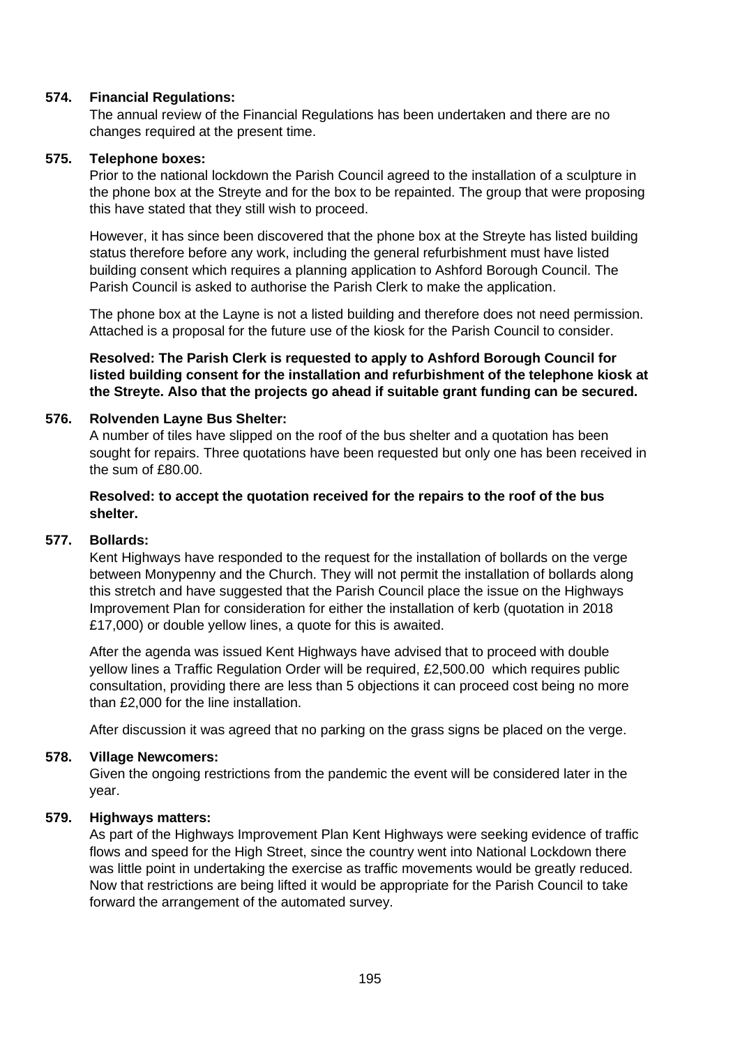**574. Financial Regulations:**

The annual review of the Financial Regulations has been undertaken and there are no changes required at the present time.

**575. Telephone boxes:**

Prior to the national lockdown the Parish Council agreed to the installation of a sculpture in the phone box at the Streyte and for the box to be repainted. The group that were proposing this have stated that they still wish to proceed.

However, it has since been discovered that the phone box at the Streyte has listed building status therefore before any work, including the general refurbishment must have listed building consent which requires a planning application to Ashford Borough Council. The Parish Council is asked to authorise the Parish Clerk to make the application.

The phone box at the Layne is not a listed building and therefore does not need permission. Attached is a proposal for the future use of the kiosk for the Parish Council to consider.

**Resolved: The Parish Clerk is requested to apply to Ashford Borough Council for listed building consent for the installation and refurbishment of the telephone kiosk at the Streyte. Also that the projects go ahead if suitable grant funding can be secured.**

**576. Rolvenden Layne Bus Shelter:**

A number of tiles have slipped on the roof of the bus shelter and a quotation has been sought for repairs. Three quotations have been requested but only one has been received in the sum of £80.00.

**Resolved: to accept the quotation received for the repairs to the roof of the bus shelter.**

**577. Bollards:**

Kent Highways have responded to the request for the installation of bollards on the verge between Monypenny and the Church. They will not permit the installation of bollards along this stretch and have suggested that the Parish Council place the issue on the Highways Improvement Plan for consideration for either the installation of kerb (quotation in 2018 £17,000) or double yellow lines, a quote for this is awaited.

After the agenda was issued Kent Highways have advised that to proceed with double yellow lines a Traffic Regulation Order will be required, £2,500.00 which requires public consultation, providing there are less than 5 objections it can proceed cost being no more than £2,000 for the line installation.

After discussion it was agreed that no parking on the grass signs be placed on the verge.

**578. Village Newcomers:**

Given the ongoing restrictions from the pandemic the event will be considered later in the year.

**579. Highways matters:**

As part of the Highways Improvement Plan Kent Highways were seeking evidence of traffic flows and speed for the High Street, since the country went into National Lockdown there was little point in undertaking the exercise as traffic movements would be greatly reduced. Now that restrictions are being lifted it would be appropriate for the Parish Council to take forward the arrangement of the automated survey.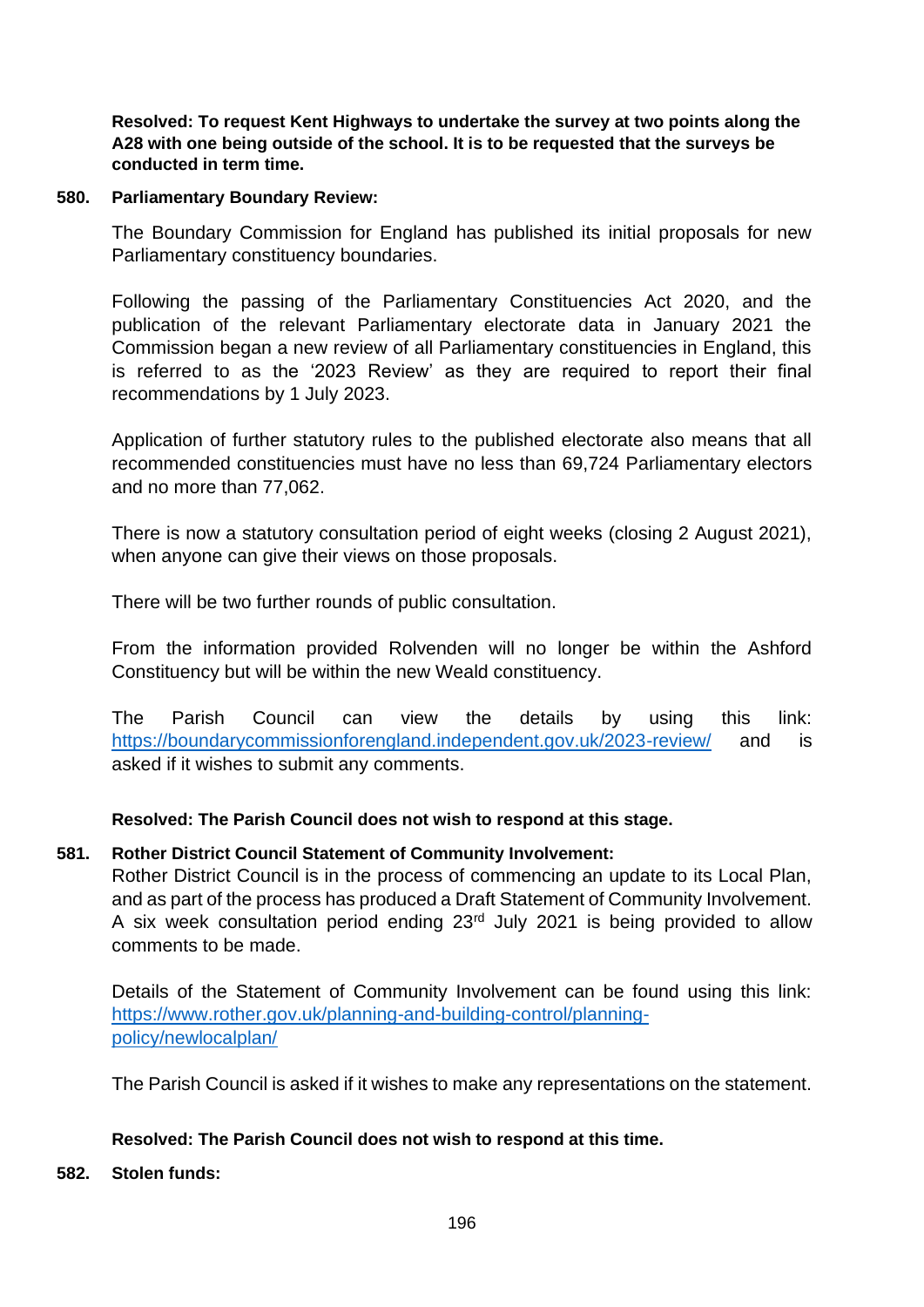**Resolved: To request Kent Highways to undertake the survey at two points along the A28 with one being outside of the school. It is to be requested that the surveys be conducted in term time.**

**580. Parliamentary Boundary Review:**

The Boundary Commission for England has published its initial proposals for new Parliamentary constituency boundaries.

Following the passing of the Parliamentary Constituencies Act 2020, and the publication of the relevant Parliamentary electorate data in January 2021 the Commission began a new review of all Parliamentary constituencies in England, this is referred to as the '2023 Review' as they are required to report their final recommendations by 1 July 2023.

Application of further statutory rules to the published electorate also means that all recommended constituencies must have no less than 69,724 Parliamentary electors and no more than 77,062.

There is now a statutory consultation period of eight weeks (closing 2 August 2021), when anyone can give their views on those proposals.

There will be two further rounds of public consultation.

From the information provided Rolvenden will no longer be within the Ashford Constituency but will be within the new Weald constituency.

The Parish Council can view the details by using this link: https://boundarycommissionforengland.independent.gov.uk/2023-review/ and is asked if it wishes to submit any comments.

**Resolved: The Parish Council does not wish to respond at this stage.**

**581. Rother District Council Statement of Community Involvement:**

Rother District Council is in the process of commencing an update to its Local Plan, and as part of the process has produced a Draft Statement of Community Involvement. A six week consultation period ending 23rd July 2021 is being provided to allow comments to be made.

Details of the Statement of Community Involvement can be found using this link: https://www.rother.gov.uk/planning-and-building-control/planning-policy/newlocalplan/

The Parish Council is asked if it wishes to make any representations on the statement.

**Resolved: The Parish Council does not wish to respond at this time.**

**582. Stolen funds:**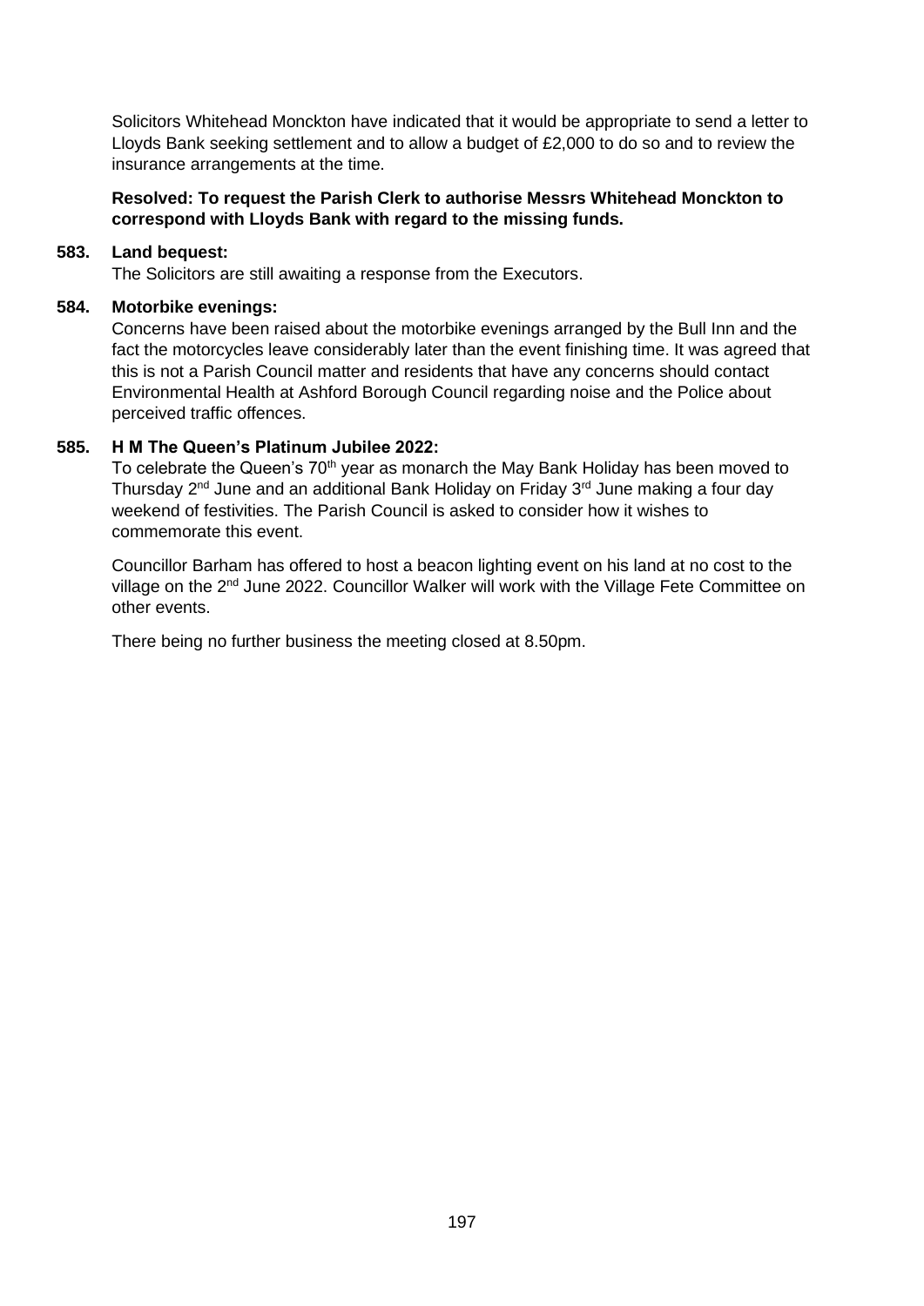Solicitors Whitehead Monckton have indicated that it would be appropriate to send a letter to Lloyds Bank seeking settlement and to allow a budget of £2,000 to do so and to review the insurance arrangements at the time.

**Resolved: To request the Parish Clerk to authorise Messrs Whitehead Monckton to correspond with Lloyds Bank with regard to the missing funds.**

**583. Land bequest:**

The Solicitors are still awaiting a response from the Executors.

**584. Motorbike evenings:**

Concerns have been raised about the motorbike evenings arranged by the Bull Inn and the fact the motorcycles leave considerably later than the event finishing time. It was agreed that this is not a Parish Council matter and residents that have any concerns should contact Environmental Health at Ashford Borough Council regarding noise and the Police about perceived traffic offences.

**585. H M The Queen's Platinum Jubilee 2022:**

To celebrate the Queen's 70th year as monarch the May Bank Holiday has been moved to Thursday 2nd June and an additional Bank Holiday on Friday 3rd June making a four day weekend of festivities. The Parish Council is asked to consider how it wishes to commemorate this event.

Councillor Barham has offered to host a beacon lighting event on his land at no cost to the village on the 2nd June 2022. Councillor Walker will work with the Village Fete Committee on other events.

There being no further business the meeting closed at 8.50pm.